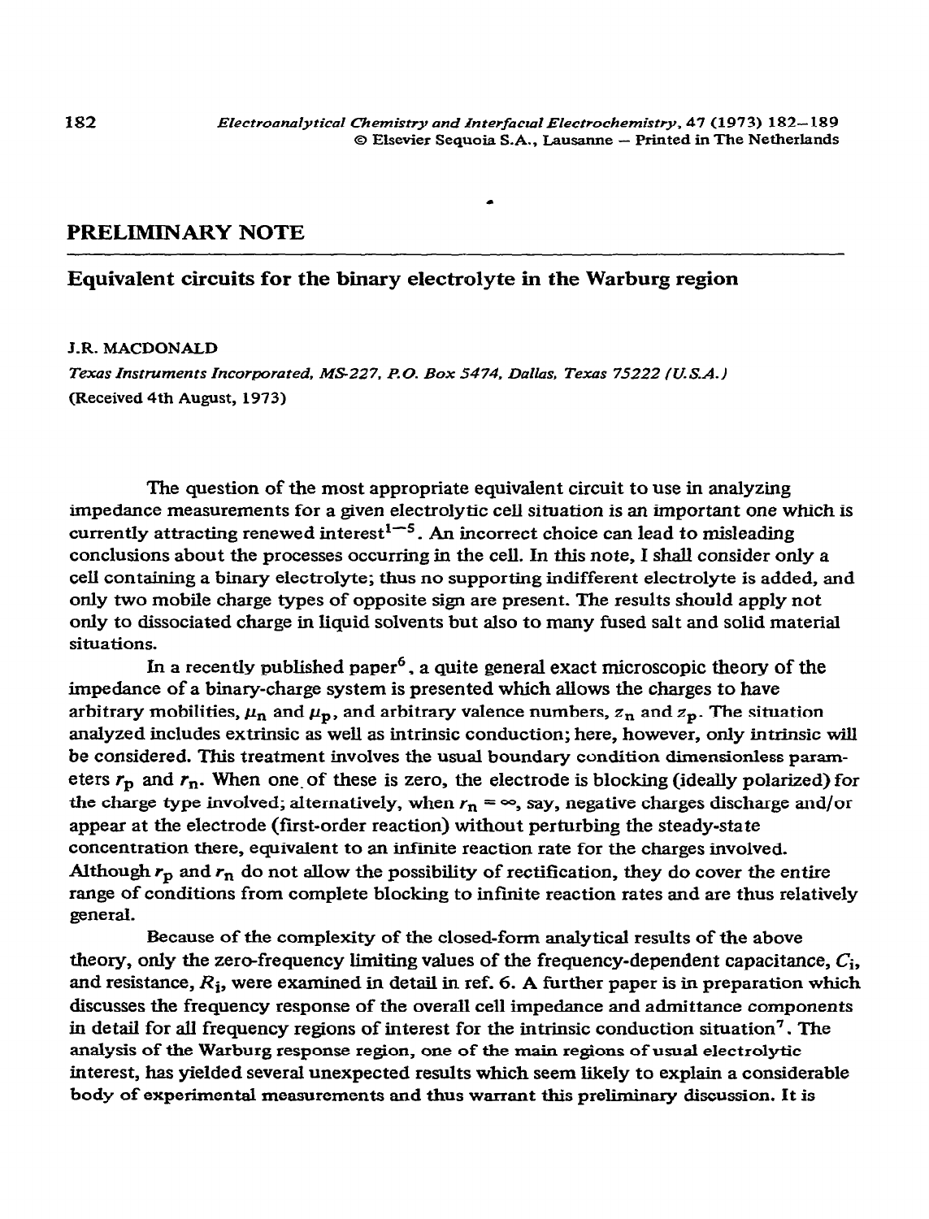## PRELIMINARY NOTE

# Equivalent circuits for the binary electrolyte in the Warburg region

J.R. MACDONALD

*Texas Instruments Incorporated, MS-227, P.O. Box 5474, Dallas, Texas 75222 (U.S.A.)*

(Received 4th August, 1973)

The question of the most appropriate equivalent circuit to use in analyzing impedance measurements for a given electrolytic cell situation is an important one which is currently attracting renewed interest[1–5]. An incorrect choice can lead to misleading conclusions about the processes occurring in the cell. In this note, I shall consider only a cell containing a binary electrolyte; thus no supporting indifferent electrolyte is added, and only two mobile charge types of opposite sign are present. The results should apply not only to dissociated charge in liquid solvents but also to many fused salt and solid material situations.

In a recently published paper[6], a quite general exact microscopic theory of the impedance of a binary-charge system is presented which allows the charges to have arbitrary mobilities, $\mu_n$ and $\mu_p$, and arbitrary valence numbers, $z_n$ and $z_p$. The situation analyzed includes extrinsic as well as intrinsic conduction; here, however, only intrinsic will be considered. This treatment involves the usual boundary condition dimensionless parameters $r_p$ and $r_n$. When one of these is zero, the electrode is blocking (ideally polarized) for the charge type involved; alternatively, when $r_n = \infty$, say, negative charges discharge and/or appear at the electrode (first-order reaction) without perturbing the steady-state concentration there, equivalent to an infinite reaction rate for the charges involved. Although $r_p$ and $r_n$ do not allow the possibility of rectification, they do cover the entire range of conditions from complete blocking to infinite reaction rates and are thus relatively general.

Because of the complexity of the closed-form analytical results of the above theory, only the zero-frequency limiting values of the frequency-dependent capacitance, $C_i$, and resistance, $R_i$, were examined in detail in ref. 6. A further paper is in preparation which discusses the frequency response of the overall cell impedance and admittance components in detail for all frequency regions of interest for the intrinsic conduction situation[7]. The analysis of the Warburg response region, one of the main regions of usual electrolytic interest, has yielded several unexpected results which seem likely to explain a considerable body of experimental measurements and thus warrant this preliminary discussion. It is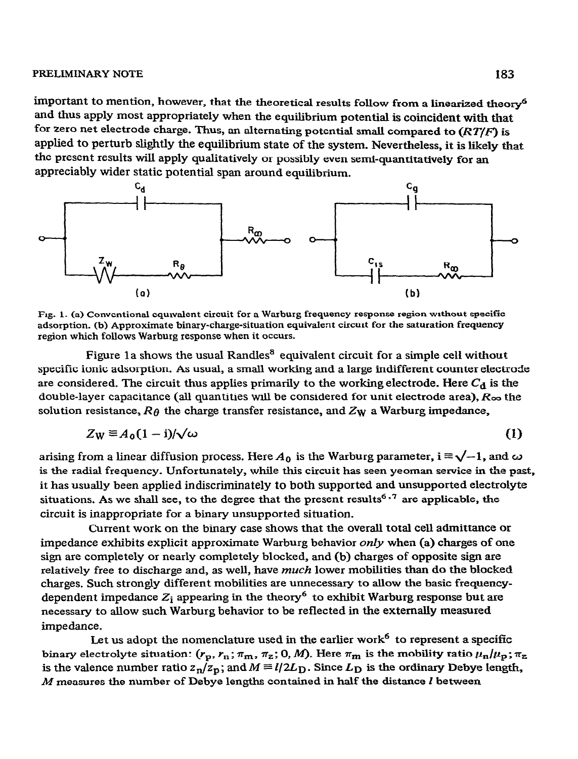important to mention, however, that the theoretical results follow from a linearized theory[6] and thus apply most appropriately when the equilibrium potential is coincident with that for zero net electrode charge. Thus, an alternating potential small compared to $(RT/F)$ is applied to perturb slightly the equilibrium state of the system. Nevertheless, it is likely that the present results will apply qualitatively or possibly even semi-quantitatively for an appreciably wider static potential span around equilibrium.

Fig. 1. (a) Conventional equivalent circuit for a Warburg frequency response region without specific adsorption. (b) Approximate binary-charge-situation equivalent circuit for the saturation frequency region which follows Warburg response when it occurs.

Figure 1a shows the usual Randles[8] equivalent circuit for a simple cell without specific ionic adsorption. As usual, a small working and a large indifferent counter electrode are considered. The circuit thus applies primarily to the working electrode. Here $C_d$ is the double-layer capacitance (all quantities will be considered for unit electrode area), $R_\infty$ the solution resistance, $R_\theta$ the charge transfer resistance, and $Z_W$ a Warburg impedance,

$$Z_W \equiv A_0(1 - i)/\sqrt{\omega} \tag{1}$$

arising from a linear diffusion process. Here $A_0$ is the Warburg parameter, $i \equiv \sqrt{-1}$, and $\omega$ is the radial frequency. Unfortunately, while this circuit has seen yeoman service in the past, it has usually been applied indiscriminately to both supported and unsupported electrolyte situations. As we shall see, to the degree that the present results[6,7] are applicable, the circuit is inappropriate for a binary unsupported situation.

Current work on the binary case shows that the overall total cell admittance or impedance exhibits explicit approximate Warburg behavior *only* when (a) charges of one sign are completely or nearly completely blocked, and (b) charges of opposite sign are relatively free to discharge and, as well, have *much* lower mobilities than do the blocked charges. Such strongly different mobilities are unnecessary to allow the basic frequency-dependent impedance $Z_i$ appearing in the theory[6] to exhibit Warburg response but are necessary to allow such Warburg behavior to be reflected in the externally measured impedance.

Let us adopt the nomenclature used in the earlier work[6] to represent a specific binary electrolyte situation: $(r_p, r_n; \pi_m, \pi_z; 0, M)$. Here $\pi_m$ is the mobility ratio $\mu_n/\mu_p$; $\pi_z$ is the valence number ratio $z_n/z_p$; and $M \equiv l/2L_D$. Since $L_D$ is the ordinary Debye length, $M$ measures the number of Debye lengths contained in half the distance $l$ between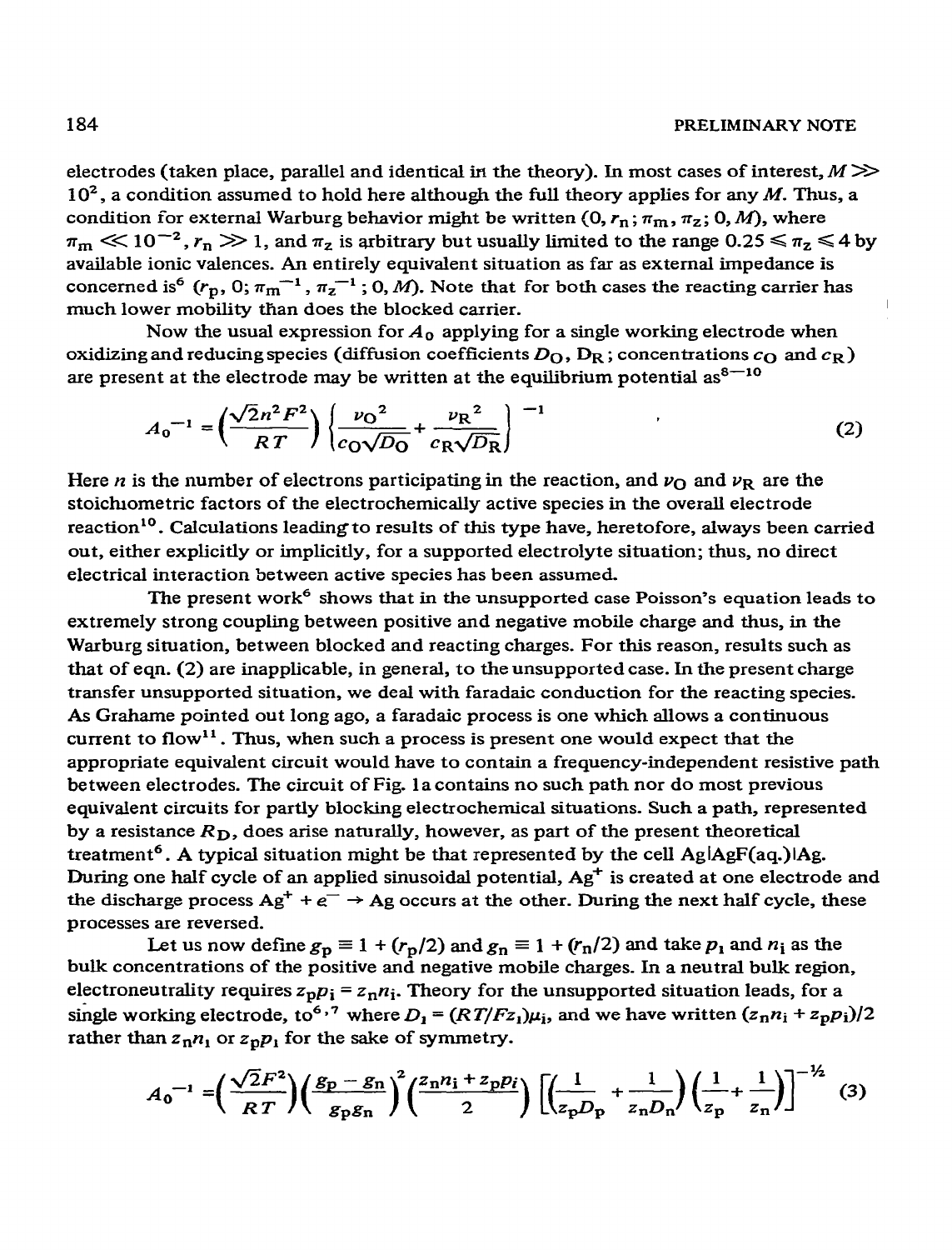electrodes (taken place, parallel and identical in the theory). In most cases of interest, $M \gg 10^2$, a condition assumed to hold here although the full theory applies for any $M$. Thus, a condition for external Warburg behavior might be written $(0, r_n; \pi_m, \pi_z; 0, M)$, where $\pi_m \ll 10^{-2}$, $r_n \gg 1$, and $\pi_z$ is arbitrary but usually limited to the range $0.25 \leqslant \pi_z \leqslant 4$ by available ionic valences. An entirely equivalent situation as far as external impedance is concerned is[6] $(r_p, 0; \pi_m^{-1}, \pi_z^{-1}; 0, M)$. Note that for both cases the reacting carrier has much lower mobility than does the blocked carrier.

Now the usual expression for $A_0$ applying for a single working electrode when oxidizing and reducing species (diffusion coefficients $D_O$, $D_R$; concentrations $c_O$ and $c_R$) are present at the electrode may be written at the equilibrium potential as[8–10]

$$A_0^{-1} = \left(\frac{\sqrt{2}n^2F^2}{RT}\right)\left\{\frac{\nu_O^2}{c_O\sqrt{D_O}} + \frac{\nu_R^2}{c_R\sqrt{D_R}}\right\}^{-1} \tag{2}$$

Here $n$ is the number of electrons participating in the reaction, and $\nu_O$ and $\nu_R$ are the stoichiometric factors of the electrochemically active species in the overall electrode reaction[10]. Calculations leading to results of this type have, heretofore, always been carried out, either explicitly or implicitly, for a supported electrolyte situation; thus, no direct electrical interaction between active species has been assumed.

The present work[6] shows that in the unsupported case Poisson's equation leads to extremely strong coupling between positive and negative mobile charge and thus, in the Warburg situation, between blocked and reacting charges. For this reason, results such as that of eqn. (2) are inapplicable, in general, to the unsupported case. In the present charge transfer unsupported situation, we deal with faradaic conduction for the reacting species. As Grahame pointed out long ago, a faradaic process is one which allows a continuous current to flow[11]. Thus, when such a process is present one would expect that the appropriate equivalent circuit would have to contain a frequency-independent resistive path between electrodes. The circuit of Fig. 1a contains no such path nor do most previous equivalent circuits for partly blocking electrochemical situations. Such a path, represented by a resistance $R_D$, does arise naturally, however, as part of the present theoretical treatment[6]. A typical situation might be that represented by the cell Ag|AgF(aq.)|Ag. During one half cycle of an applied sinusoidal potential, $Ag^+$ is created at one electrode and the discharge process $Ag^+ + e^- \rightarrow Ag$ occurs at the other. During the next half cycle, these processes are reversed.

Let us now define $g_p \equiv 1 + (r_p/2)$ and $g_n \equiv 1 + (r_n/2)$ and take $p_i$ and $n_i$ as the bulk concentrations of the positive and negative mobile charges. In a neutral bulk region, electroneutrality requires $z_p p_i = z_n n_i$. Theory for the unsupported situation leads, for a single working electrode, to[6,7] where $D_i = (RT/Fz_i)\mu_i$, and we have written $(z_n n_i + z_p p_i)/2$ rather than $z_n n_i$ or $z_p p_i$ for the sake of symmetry.

$$A_0^{-1} = \left(\frac{\sqrt{2}F^2}{RT}\right)\left(\frac{g_p - g_n}{g_p g_n}\right)^2\left(\frac{z_n n_i + z_p p_i}{2}\right)\left[\left(\frac{1}{z_p D_p} + \frac{1}{z_n D_n}\right)\left(\frac{1}{z_p} + \frac{1}{z_n}\right)\right]^{-\frac{1}{2}} \tag{3}$$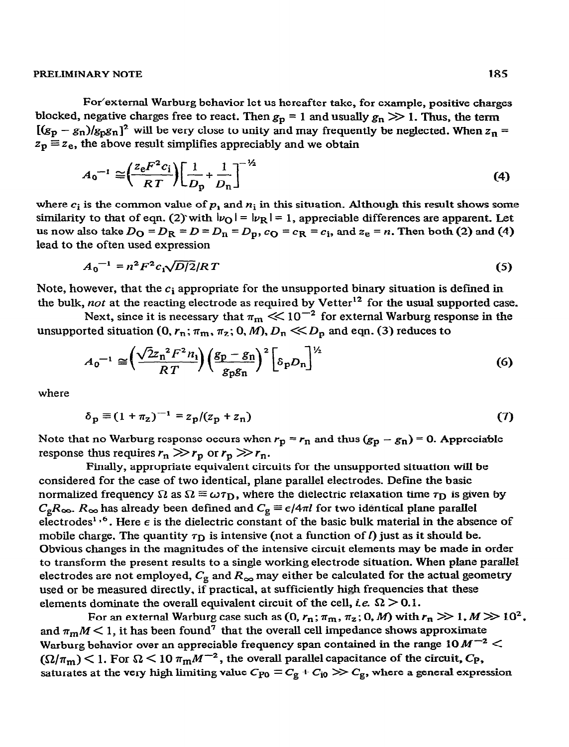For external Warburg behavior let us hereafter take, for example, positive charges blocked, negative charges free to react. Then $g_p = 1$ and usually $g_n \gg 1$. Thus, the term $[(g_p - g_n)/g_p g_n]^2$ will be very close to unity and may frequently be neglected. When $z_n = z_p \equiv z_e$, the above result simplifies appreciably and we obtain

$$A_0^{-1} \cong \left(\frac{z_e F^2 c_i}{RT}\right)\left[\frac{1}{D_p} + \frac{1}{D_n}\right]^{-1/2} \tag{4}$$

where $c_i$ is the common value of $p_i$ and $n_i$ in this situation. Although this result shows some similarity to that of eqn. (2) with $|\nu_O| = |\nu_R| = 1$, appreciable differences are apparent. Let us now also take $D_O = D_R = D = D_n = D_p$, $c_O = c_R = c_i$, and $z_e = n$. Then both (2) and (4) lead to the often used expression

$$A_0^{-1} = n^2 F^2 c_i \sqrt{D/2}/RT \tag{5}$$

Note, however, that the $c_i$ appropriate for the unsupported binary situation is defined in the bulk, *not* at the reacting electrode as required by Vetter[12] for the usual supported case.

Next, since it is necessary that $\pi_m \ll 10^{-2}$ for external Warburg response in the unsupported situation $(0, r_n; \pi_m, \pi_z; 0, M)$, $D_n \ll D_p$ and eqn. (3) reduces to

$$A_0^{-1} \cong \left(\frac{\sqrt{2}z_n{}^2 F^2 n_i}{RT}\right)\left(\frac{g_p - g_n}{g_p g_n}\right)^2 \left[\delta_p D_n\right]^{1/2} \tag{6}$$

where

$$\delta_p \equiv (1 + \pi_z)^{-1} = z_p/(z_p + z_n) \tag{7}$$

Note that no Warburg response occurs when $r_p = r_n$ and thus $(g_p - g_n) = 0$. Appreciable response thus requires $r_n \gg r_p$ or $r_p \gg r_n$.

Finally, appropriate equivalent circuits for the unsupported situation will be considered for the case of two identical, plane parallel electrodes. Define the basic normalized frequency $\Omega$ as $\Omega \equiv \omega\tau_D$, where the dielectric relaxation time $\tau_D$ is given by $C_g R_\infty$. $R_\infty$ has already been defined and $C_g \equiv \epsilon/4\pi l$ for two identical plane parallel electrodes[1,6]. Here $\epsilon$ is the dielectric constant of the basic bulk material in the absence of mobile charge. The quantity $\tau_D$ is intensive (not a function of $l$) just as it should be. Obvious changes in the magnitudes of the intensive circuit elements may be made in order to transform the present results to a single working electrode situation. When plane parallel electrodes are not employed, $C_g$ and $R_\infty$ may either be calculated for the actual geometry used or be measured directly, if practical, at sufficiently high frequencies that these elements dominate the overall equivalent circuit of the cell, *i.e.* $\Omega > 0.1$.

For an external Warburg case such as $(0, r_n; \pi_m, \pi_z; 0, M)$ with $r_n \gg 1$, $M \gg 10^2$, and $\pi_m M < 1$, it has been found[7] that the overall cell impedance shows approximate Warburg behavior over an appreciable frequency span contained in the range $10 M^{-2} < (\Omega/\pi_m) < 1$. For $\Omega < 10\,\pi_m M^{-2}$, the overall parallel capacitance of the circuit, $C_P$, saturates at the very high limiting value $C_{P0} = C_g + C_{i0} \gg C_g$, where a general expression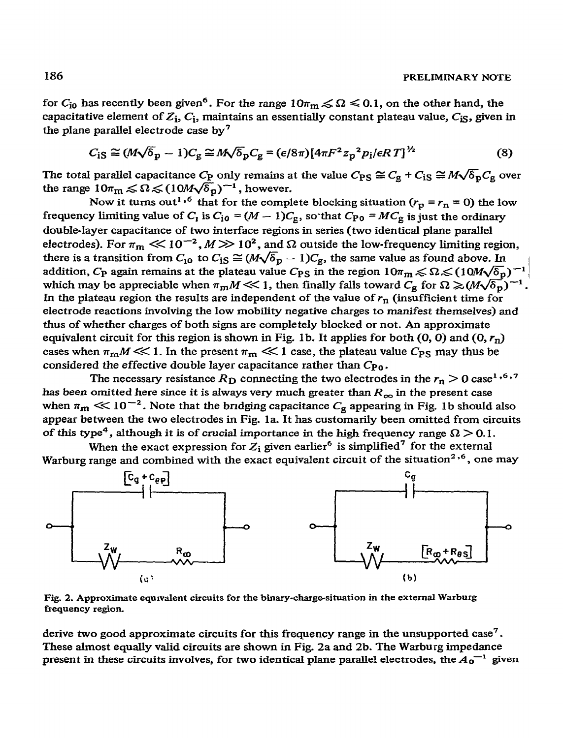for $C_{i0}$ has recently been given[6]. For the range $10\pi_m \lesssim \Omega \leqslant 0.1$, on the other hand, the capacitative element of $Z_i$, $C_i$, maintains an essentially constant plateau value, $C_{iS}$, given in the plane parallel electrode case by[7]

$$C_{iS} \cong (M\sqrt{\delta_p} - 1)C_g \cong M\sqrt{\delta_p}C_g = (\epsilon/8\pi)[4\pi F^2 z_p^2 p_i/\epsilon RT]^{1/2} \tag{8}$$

The total parallel capacitance $C_P$ only remains at the value $C_{PS} \cong C_g + C_{iS} \cong M\sqrt{\delta_p}C_g$ over the range $10\pi_m \lesssim \Omega \lesssim (10M\sqrt{\delta_p})^{-1}$, however.

Now it turns out[1,6] that for the complete blocking situation ($r_p = r_n = 0$) the low frequency limiting value of $C_i$ is $C_{i0} = (M - 1)C_g$, so that $C_{P0} = MC_g$ is just the ordinary double-layer capacitance of two interface regions in series (two identical plane parallel electrodes). For $\pi_m \ll 10^{-2}$, $M \gg 10^2$, and $\Omega$ outside the low-frequency limiting region, there is a transition from $C_{i0}$ to $C_{iS} \cong (M\sqrt{\delta_p} - 1)C_g$, the same value as found above. In addition, $C_P$ again remains at the plateau value $C_{PS}$ in the region $10\pi_m \lesssim \Omega \lesssim (10M\sqrt{\delta_p})^{-1}$ which may be appreciable when $\pi_m M \ll 1$, then finally falls toward $C_g$ for $\Omega \gtrsim (M\sqrt{\delta_p})^{-1}$. In the plateau region the results are independent of the value of $r_n$ (insufficient time for electrode reactions involving the low mobility negative charges to manifest themselves) and thus of whether charges of both signs are completely blocked or not. An approximate equivalent circuit for this region is shown in Fig. 1b. It applies for both (0, 0) and (0, $r_n$) cases when $\pi_m M \ll 1$. In the present $\pi_m \ll 1$ case, the plateau value $C_{PS}$ may thus be considered the effective double layer capacitance rather than $C_{P0}$.

The necessary resistance $R_D$ connecting the two electrodes in the $r_n > 0$ case[1,6,7] has been omitted here since it is always very much greater than $R_\infty$ in the present case when $\pi_m \ll 10^{-2}$. Note that the bridging capacitance $C_g$ appearing in Fig. 1b should also appear between the two electrodes in Fig. 1a. It has customarily been omitted from circuits of this type[4], although it is of crucial importance in the high frequency range $\Omega > 0.1$.

When the exact expression for $Z_i$ given earlier[6] is simplified[7] for the external Warburg range and combined with the exact equivalent circuit of the situation[2,6], one may

Fig. 2. Approximate equivalent circuits for the binary-charge-situation in the external Warburg frequency region.

derive two good approximate circuits for this frequency range in the unsupported case[7]. These almost equally valid circuits are shown in Fig. 2a and 2b. The Warburg impedance present in these circuits involves, for two identical plane parallel electrodes, the $A_0^{-1}$ given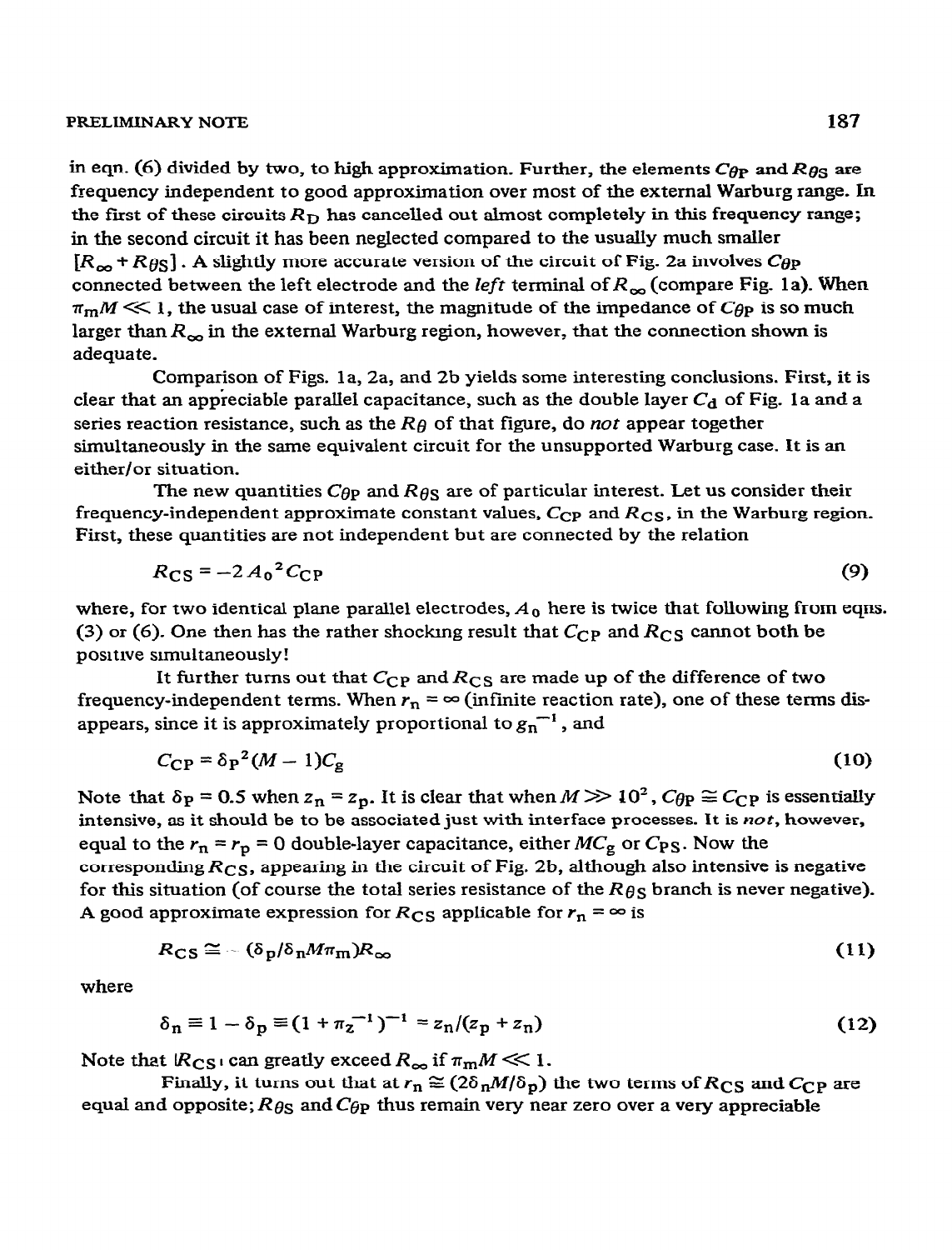in eqn. (6) divided by two, to high approximation. Further, the elements $C_{\theta P}$ and $R_{\theta S}$ are frequency independent to good approximation over most of the external Warburg range. In the first of these circuits $R_D$ has cancelled out almost completely in this frequency range; in the second circuit it has been neglected compared to the usually much smaller $[R_\infty + R_{\theta S}]$. A slightly more accurate version of the circuit of Fig. 2a involves $C_{\theta P}$ connected between the left electrode and the *left* terminal of $R_\infty$ (compare Fig. 1a). When $\pi_m M \ll 1$, the usual case of interest, the magnitude of the impedance of $C_{\theta P}$ is so much larger than $R_\infty$ in the external Warburg region, however, that the connection shown is adequate.

Comparison of Figs. 1a, 2a, and 2b yields some interesting conclusions. First, it is clear that an appreciable parallel capacitance, such as the double layer $C_d$ of Fig. 1a and a series reaction resistance, such as the $R_\theta$ of that figure, do *not* appear together simultaneously in the same equivalent circuit for the unsupported Warburg case. It is an either/or situation.

The new quantities $C_{\theta P}$ and $R_{\theta S}$ are of particular interest. Let us consider their frequency-independent approximate constant values, $C_{CP}$ and $R_{CS}$, in the Warburg region. First, these quantities are not independent but are connected by the relation

$$R_{CS} = -2\,A_0{}^2 C_{CP} \tag{9}$$

where, for two identical plane parallel electrodes, $A_0$ here is twice that following from eqns. (3) or (6). One then has the rather shocking result that $C_{CP}$ and $R_{CS}$ cannot both be positive simultaneously!

It further turns out that $C_{CP}$ and $R_{CS}$ are made up of the difference of two frequency-independent terms. When $r_n = \infty$ (infinite reaction rate), one of these terms disappears, since it is approximately proportional to $g_n{}^{-1}$, and

$$C_{CP} = \delta_P{}^2(M - 1)C_g \tag{10}$$

Note that $\delta_P = 0.5$ when $z_n = z_p$. It is clear that when $M \gg 10^2$, $C_{\theta P} \cong C_{CP}$ is essentially intensive, as it should be to be associated just with interface processes. It is *not*, however, equal to the $r_n = r_p = 0$ double-layer capacitance, either $MC_g$ or $C_{PS}$. Now the corresponding $R_{CS}$, appearing in the circuit of Fig. 2b, although also intensive is negative for this situation (of course the total series resistance of the $R_{\theta S}$ branch is never negative). A good approximate expression for $R_{CS}$ applicable for $r_n = \infty$ is

$$R_{CS} \cong -(\delta_p/\delta_n M \pi_m)R_\infty \tag{11}$$

where

$$\delta_n \equiv 1 - \delta_p \equiv (1 + \pi_z{}^{-1})^{-1} = z_n/(z_p + z_n) \tag{12}$$

Note that $|R_{CS}|$ can greatly exceed $R_\infty$ if $\pi_m M \ll 1$.

Finally, it turns out that at $r_n \cong (2\delta_n M/\delta_p)$ the two terms of $R_{CS}$ and $C_{CP}$ are equal and opposite; $R_{\theta S}$ and $C_{\theta P}$ thus remain very near zero over a very appreciable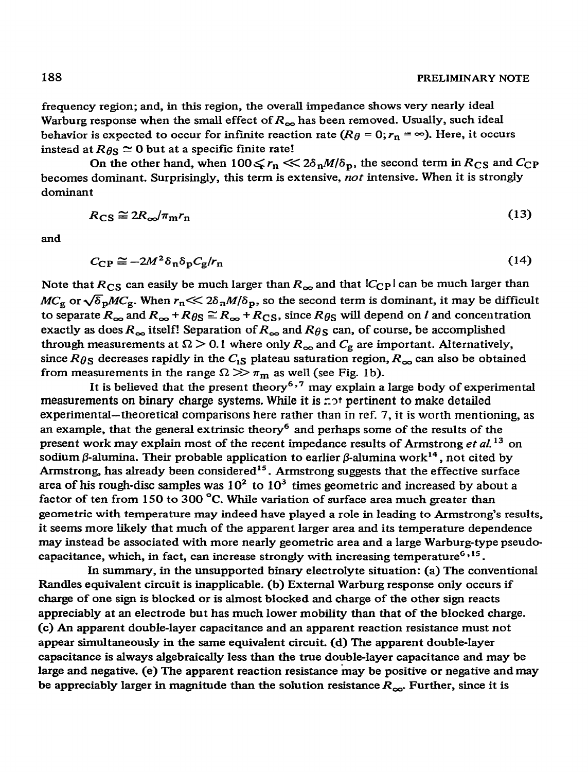frequency region; and, in this region, the overall impedance shows very nearly ideal Warburg response when the small effect of $R_\infty$ has been removed. Usually, such ideal behavior is expected to occur for infinite reaction rate ($R_\theta = 0; r_n = \infty$). Here, it occurs instead at $R_{\theta S} \simeq 0$ but at a specific finite rate!

On the other hand, when $100 \lesssim r_n \ll 2\delta_n M/\delta_p$, the second term in $R_{CS}$ and $C_{CP}$ becomes dominant. Surprisingly, this term is extensive, *not* intensive. When it is strongly dominant

$$R_{CS} \cong 2R_\infty/\pi_m r_n \tag{13}$$

and

$$C_{CP} \cong -2M^2\delta_n\delta_p C_g/r_n \tag{14}$$

Note that $R_{CS}$ can easily be much larger than $R_\infty$ and that $|C_{CP}|$ can be much larger than $MC_g$ or $\sqrt{\delta_p}MC_g$. When $r_n \ll 2\delta_n M/\delta_p$, so the second term is dominant, it may be difficult to separate $R_\infty$ and $R_\infty + R_{\theta S} \cong R_\infty + R_{CS}$, since $R_{\theta S}$ will depend on $l$ and concentration exactly as does $R_\infty$ itself! Separation of $R_\infty$ and $R_{\theta S}$ can, of course, be accomplished through measurements at $\Omega > 0.1$ where only $R_\infty$ and $C_g$ are important. Alternatively, since $R_{\theta S}$ decreases rapidly in the $C_{1S}$ plateau saturation region, $R_\infty$ can also be obtained from measurements in the range $\Omega \gg \pi_m$ as well (see Fig. 1b).

It is believed that the present theory[6,7] may explain a large body of experimental measurements on binary charge systems. While it is not pertinent to make detailed experimental–theoretical comparisons here rather than in ref. 7, it is worth mentioning, as an example, that the general extrinsic theory[6] and perhaps some of the results of the present work may explain most of the recent impedance results of Armstrong *et al.*[13] on sodium $\beta$-alumina. Their probable application to earlier $\beta$-alumina work[14], not cited by Armstrong, has already been considered[15]. Armstrong suggests that the effective surface area of his rough-disc samples was $10^2$ to $10^3$ times geometric and increased by about a factor of ten from 150 to 300 °C. While variation of surface area much greater than geometric with temperature may indeed have played a role in leading to Armstrong's results, it seems more likely that much of the apparent larger area and its temperature dependence may instead be associated with more nearly geometric area and a large Warburg-type pseudo-capacitance, which, in fact, can increase strongly with increasing temperature[6,15].

In summary, in the unsupported binary electrolyte situation: (a) The conventional Randles equivalent circuit is inapplicable. (b) External Warburg response only occurs if charge of one sign is blocked or is almost blocked and charge of the other sign reacts appreciably at an electrode but has much lower mobility than that of the blocked charge. (c) An apparent double-layer capacitance and an apparent reaction resistance must not appear simultaneously in the same equivalent circuit. (d) The apparent double-layer capacitance is always algebraically less than the true double-layer capacitance and may be large and negative. (e) The apparent reaction resistance may be positive or negative and may be appreciably larger in magnitude than the solution resistance $R_\infty$. Further, since it is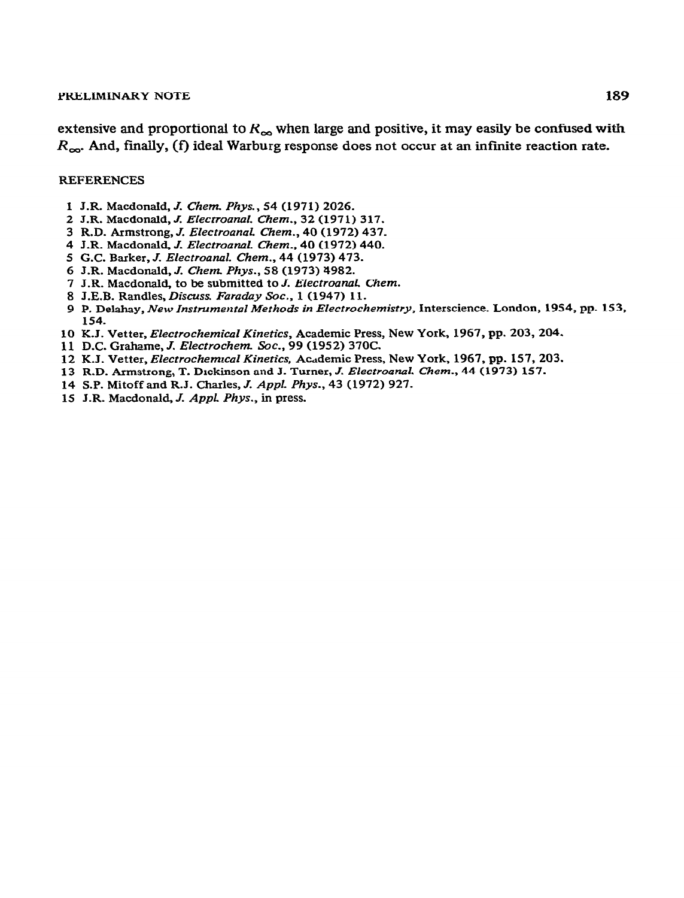extensive and proportional to $R_\infty$ when large and positive, it may easily be confused with $R_\infty$. And, finally, (f) ideal Warburg response does not occur at an infinite reaction rate.

## REFERENCES

1. J.R. Macdonald, *J. Chem. Phys.*, 54 (1971) 2026.
2. J.R. Macdonald, *J. Electroanal. Chem.*, 32 (1971) 317.
3. R.D. Armstrong, *J. Electroanal. Chem.*, 40 (1972) 437.
4. J.R. Macdonald, *J. Electroanal. Chem.*, 40 (1972) 440.
5. G.C. Barker, *J. Electroanal. Chem.*, 44 (1973) 473.
6. J.R. Macdonald, *J. Chem. Phys.*, 58 (1973) 4982.
7. J.R. Macdonald, to be submitted to *J. Electroanal. Chem.*
8. J.E.B. Randles, *Discuss. Faraday Soc.*, 1 (1947) 11.
9. P. Delahay, *New Instrumental Methods in Electrochemistry*, Interscience. London, 1954, pp. 153, 154.
10. K.J. Vetter, *Electrochemical Kinetics*, Academic Press, New York, 1967, pp. 203, 204.
11. D.C. Grahame, *J. Electrochem. Soc.*, 99 (1952) 370C.
12. K.J. Vetter, *Electrochemical Kinetics*, Academic Press, New York, 1967, pp. 157, 203.
13. R.D. Armstrong, T. Dickinson and J. Turner, *J. Electroanal. Chem.*, 44 (1973) 157.
14. S.P. Mitoff and R.J. Charles, *J. Appl. Phys.*, 43 (1972) 927.
15. J.R. Macdonald, *J. Appl. Phys.*, in press.